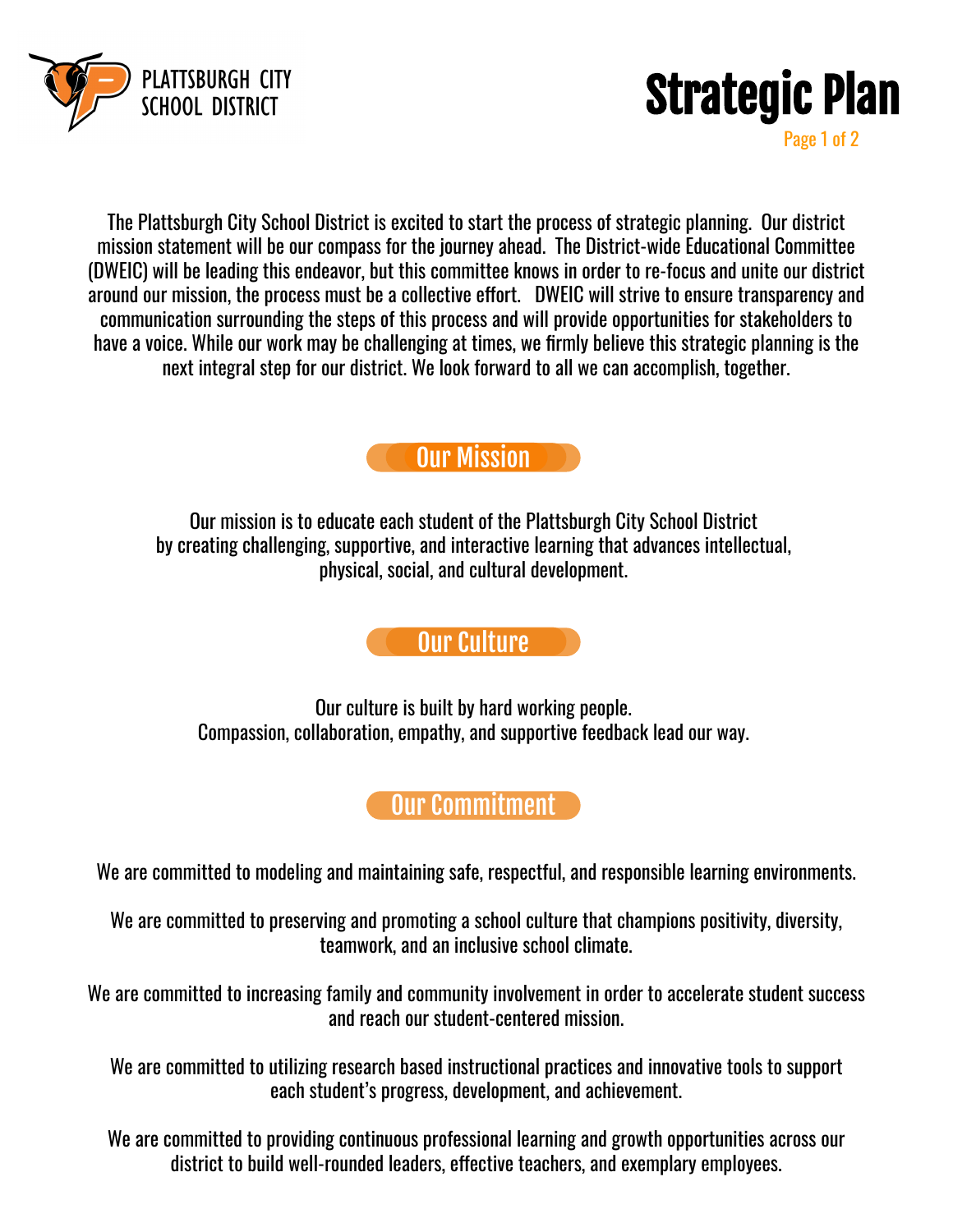PLATTSBURGH CITY SCHOOL DISTRICT

# Strategic Plan

The Plattsburgh City School District is excited to start the process of strategic planning. Our district mission statement will be our compass for the journey ahead. The District-wide Educational Committee (DWEIC) will be leading this endeavor, but this committee knows in order to re-focus and unite our district around our mission, the process must be a collective effort. DWEIC will strive to ensure transparency and communication surrounding the steps of this process and will provide opportunities for stakeholders to have a voice. While our work may be challenging at times, we firmly believe this strategic planning is the next integral step for our district. We look forward to all we can accomplish, together.

## Our Mission

Our mission is to educate each student of the Plattsburgh City School District by creating challenging, supportive, and interactive learning that advances intellectual, physical, social, and cultural development.

## Our Culture

Our culture is built by hard working people.
Compassion, collaboration, empathy, and supportive feedback lead our way.

## Our Commitment

We are committed to modeling and maintaining safe, respectful, and responsible learning environments.

We are committed to preserving and promoting a school culture that champions positivity, diversity, teamwork, and an inclusive school climate.

We are committed to increasing family and community involvement in order to accelerate student success and reach our student-centered mission.

We are committed to utilizing research based instructional practices and innovative tools to support each student's progress, development, and achievement.

We are committed to providing continuous professional learning and growth opportunities across our district to build well-rounded leaders, effective teachers, and exemplary employees.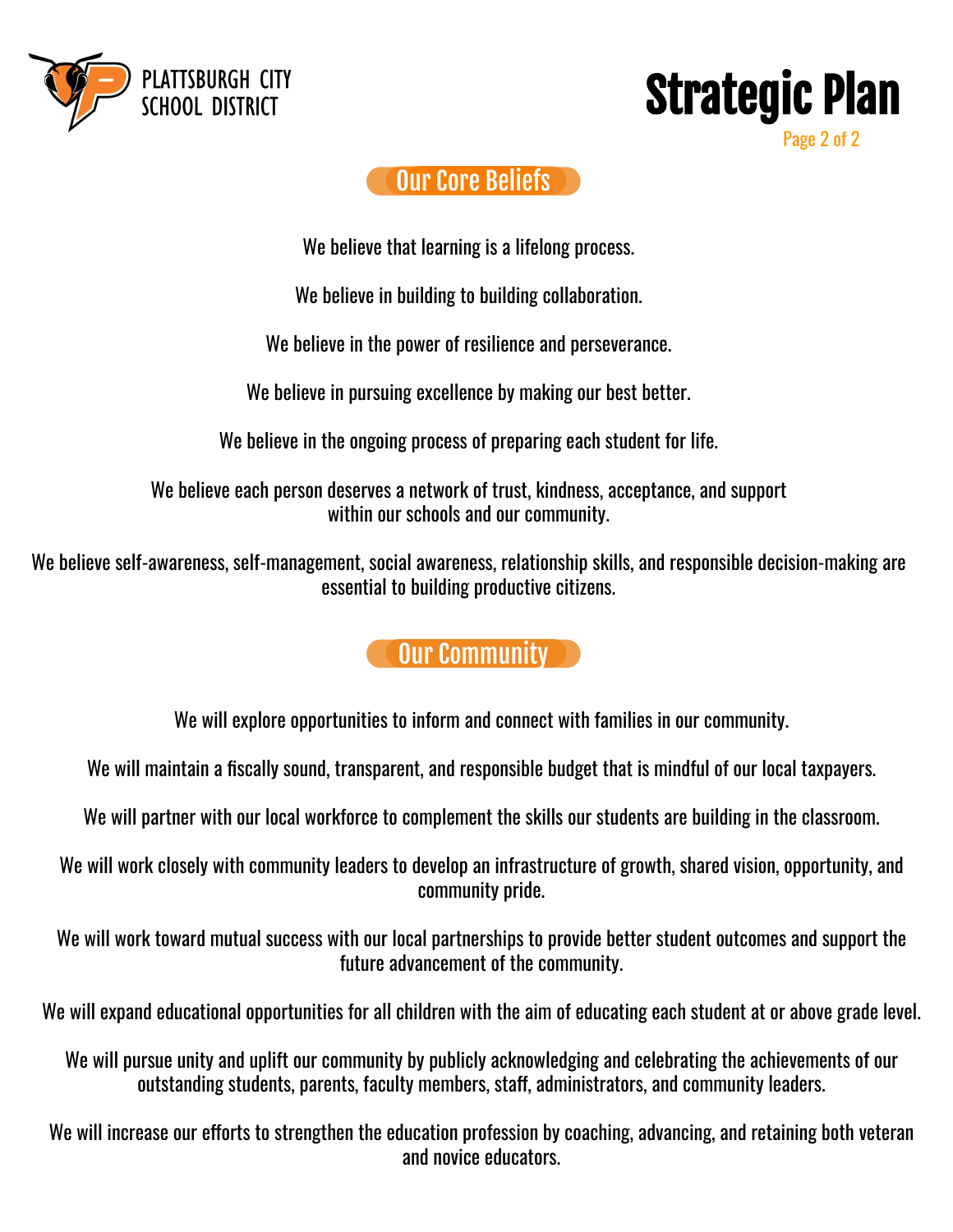PLATTSBURGH CITY SCHOOL DISTRICT

# Strategic Plan

## Our Core Beliefs

We believe that learning is a lifelong process.

We believe in building to building collaboration.

We believe in the power of resilience and perseverance.

We believe in pursuing excellence by making our best better.

We believe in the ongoing process of preparing each student for life.

We believe each person deserves a network of trust, kindness, acceptance, and support within our schools and our community.

We believe self-awareness, self-management, social awareness, relationship skills, and responsible decision-making are essential to building productive citizens.

## Our Community

We will explore opportunities to inform and connect with families in our community.

We will maintain a fiscally sound, transparent, and responsible budget that is mindful of our local taxpayers.

We will partner with our local workforce to complement the skills our students are building in the classroom.

We will work closely with community leaders to develop an infrastructure of growth, shared vision, opportunity, and community pride.

We will work toward mutual success with our local partnerships to provide better student outcomes and support the future advancement of the community.

We will expand educational opportunities for all children with the aim of educating each student at or above grade level.

We will pursue unity and uplift our community by publicly acknowledging and celebrating the achievements of our outstanding students, parents, faculty members, staff, administrators, and community leaders.

We will increase our efforts to strengthen the education profession by coaching, advancing, and retaining both veteran and novice educators.